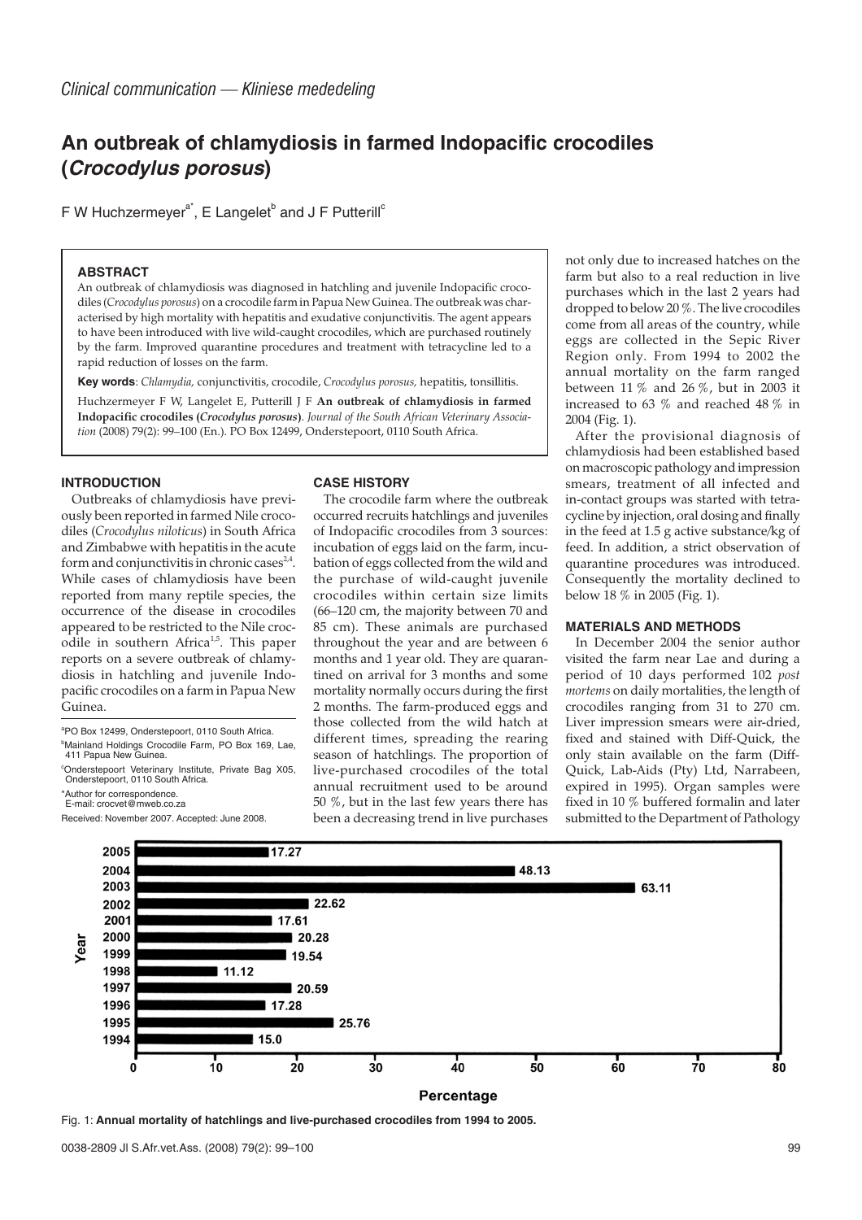*Clinical communication — Kliniese mededeling*

# An outbreak of chlamydiosis in farmed Indopacific crocodiles (*Crocodylus porosus*)

F W Huchzermeyer[a*], E Langelet[b] and J F Putterill[c]

### ABSTRACT

An outbreak of chlamydiosis was diagnosed in hatchling and juvenile Indopacific crocodiles (*Crocodylus porosus*) on a crocodile farm in Papua New Guinea. The outbreak was characterised by high mortality with hepatitis and exudative conjunctivitis. The agent appears to have been introduced with live wild-caught crocodiles, which are purchased routinely by the farm. Improved quarantine procedures and treatment with tetracycline led to a rapid reduction of losses on the farm.

**Key words**: *Chlamydia*, conjunctivitis, crocodile, *Crocodylus porosus*, hepatitis, tonsillitis.

Huchzermeyer F W, Langelet E, Putterill J F **An outbreak of chlamydiosis in farmed Indopacific crocodiles (*Crocodylus porosus*)**. *Journal of the South African Veterinary Association* (2008) 79(2): 99–100 (En.). PO Box 12499, Onderstepoort, 0110 South Africa.

## INTRODUCTION

Outbreaks of chlamydiosis have previously been reported in farmed Nile crocodiles (*Crocodylus niloticus*) in South Africa and Zimbabwe with hepatitis in the acute form and conjunctivitis in chronic cases[2,4]. While cases of chlamydiosis have been reported from many reptile species, the occurrence of the disease in crocodiles appeared to be restricted to the Nile crocodile in southern Africa[1,5]. This paper reports on a severe outbreak of chlamydiosis in hatchling and juvenile Indopacific crocodiles on a farm in Papua New Guinea.

[a]PO Box 12499, Onderstepoort, 0110 South Africa.
[b]Mainland Holdings Crocodile Farm, PO Box 169, Lae, 411 Papua New Guinea.
[c]Onderstepoort Veterinary Institute, Private Bag X05, Onderstepoort, 0110 South Africa.
*Author for correspondence.
E-mail: crocvet@mweb.co.za

Received: November 2007. Accepted: June 2008.

## CASE HISTORY

The crocodile farm where the outbreak occurred recruits hatchlings and juveniles of Indopacific crocodiles from 3 sources: incubation of eggs laid on the farm, incubation of eggs collected from the wild and the purchase of wild-caught juvenile crocodiles within certain size limits (66–120 cm, the majority between 70 and 85 cm). These animals are purchased throughout the year and are between 6 months and 1 year old. They are quarantined on arrival for 3 months and some mortality normally occurs during the first 2 months. The farm-produced eggs and those collected from the wild hatch at different times, spreading the rearing season of hatchlings. The proportion of live-purchased crocodiles of the total annual recruitment used to be around 50 %, but in the last few years there has been a decreasing trend in live purchases not only due to increased hatches on the farm but also to a real reduction in live purchases which in the last 2 years had dropped to below 20 %. The live crocodiles come from all areas of the country, while eggs are collected in the Sepic River Region only. From 1994 to 2002 the annual mortality on the farm ranged between 11 % and 26 %, but in 2003 it increased to 63 % and reached 48 % in 2004 (Fig. 1).

After the provisional diagnosis of chlamydiosis had been established based on macroscopic pathology and impression smears, treatment of all infected and in-contact groups was started with tetracycline by injection, oral dosing and finally in the feed at 1.5 g active substance/kg of feed. In addition, a strict observation of quarantine procedures was introduced. Consequently the mortality declined to below 18 % in 2005 (Fig. 1).

## MATERIALS AND METHODS

In December 2004 the senior author visited the farm near Lae and during a period of 10 days performed 102 *post mortems* on daily mortalities, the length of crocodiles ranging from 31 to 270 cm. Liver impression smears were air-dried, fixed and stained with Diff-Quick, the only stain available on the farm (Diff-Quick, Lab-Aids (Pty) Ltd, Narrabeen, expired in 1995). Organ samples were fixed in 10 % buffered formalin and later submitted to the Department of Pathology

| Year | Percentage |
|---|---|
| 2005 | 17.27 |
| 2004 | 48.13 |
| 2003 | 63.11 |
| 2002 | 22.62 |
| 2001 | 17.61 |
| 2000 | 20.28 |
| 1999 | 19.54 |
| 1998 | 11.12 |
| 1997 | 20.59 |
| 1996 | 17.28 |
| 1995 | 25.76 |
| 1994 | 15.0 |

Fig. 1: **Annual mortality of hatchlings and live-purchased crocodiles from 1994 to 2005.**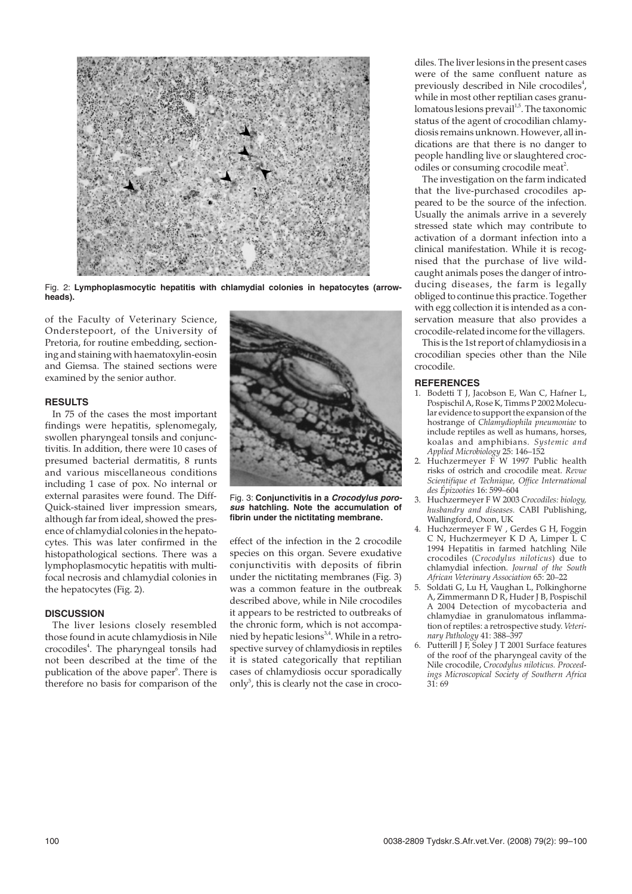Fig. 2: **Lymphoplasmocytic hepatitis with chlamydial colonies in hepatocytes (arrowheads).**

of the Faculty of Veterinary Science, Onderstepoort, of the University of Pretoria, for routine embedding, sectioning and staining with haematoxylin-eosin and Giemsa. The stained sections were examined by the senior author.

## RESULTS

In 75 of the cases the most important findings were hepatitis, splenomegaly, swollen pharyngeal tonsils and conjunctivitis. In addition, there were 10 cases of presumed bacterial dermatitis, 8 runts and various miscellaneous conditions including 1 case of pox. No internal or external parasites were found. The Diff-Quick-stained liver impression smears, although far from ideal, showed the presence of chlamydial colonies in the hepatocytes. This was later confirmed in the histopathological sections. There was a lymphoplasmocytic hepatitis with multifocal necrosis and chlamydial colonies in the hepatocytes (Fig. 2).

## DISCUSSION

The liver lesions closely resembled those found in acute chlamydiosis in Nile crocodiles[4]. The pharyngeal tonsils had not been described at the time of the publication of the above paper[6]. There is therefore no basis for comparison of the effect of the infection in the 2 crocodile species on this organ. Severe exudative conjunctivitis with deposits of fibrin under the nictitating membranes (Fig. 3) was a common feature in the outbreak described above, while in Nile crocodiles it appears to be restricted to outbreaks of the chronic form, which is not accompanied by hepatic lesions[3,4]. While in a retrospective survey of chlamydiosis in reptiles it is stated categorically that reptilian cases of chlamydiosis occur sporadically only[5], this is clearly not the case in crocodiles. The liver lesions in the present cases were of the same confluent nature as previously described in Nile crocodiles[4], while in most other reptilian cases granulomatous lesions prevail[1,5]. The taxonomic status of the agent of crocodilian chlamydiosis remains unknown. However, all indications are that there is no danger to people handling live or slaughtered crocodiles or consuming crocodile meat[2].

Fig. 3: **Conjunctivitis in a *Crocodylus porosus* hatchling. Note the accumulation of fibrin under the nictitating membrane.**

The investigation on the farm indicated that the live-purchased crocodiles appeared to be the source of the infection. Usually the animals arrive in a severely stressed state which may contribute to activation of a dormant infection into a clinical manifestation. While it is recognised that the purchase of live wild-caught animals poses the danger of introducing diseases, the farm is legally obliged to continue this practice. Together with egg collection it is intended as a conservation measure that also provides a crocodile-related income for the villagers.

This is the 1st report of chlamydiosis in a crocodilian species other than the Nile crocodile.

## REFERENCES

1. Bodetti T J, Jacobson E, Wan C, Hafner L, Pospischil A, Rose K, Timms P 2002 Molecular evidence to support the expansion of the hostrange of *Chlamydiophila pneumoniae* to include reptiles as well as humans, horses, koalas and amphibians. *Systemic and Applied Microbiology* 25: 146–152
2. Huchzermeyer F W 1997 Public health risks of ostrich and crocodile meat. *Revue Scientifique et Technique, Office International des Épizooties* 16: 599–604
3. Huchzermeyer F W 2003 *Crocodiles: biology, husbandry and diseases.* CABI Publishing, Wallingford, Oxon, UK
4. Huchzermeyer F W , Gerdes G H, Foggin C N, Huchzermeyer K D A, Limper L C 1994 Hepatitis in farmed hatchling Nile crocodiles (*Crocodylus niloticus*) due to chlamydial infection. *Journal of the South African Veterinary Association* 65: 20–22
5. Soldati G, Lu H, Vaughan L, Polkinghorne A, Zimmermann D R, Huder J B, Pospischil A 2004 Detection of mycobacteria and chlamydiae in granulomatous inflammation of reptiles: a retrospective study. *Veterinary Pathology* 41: 388–397
6. Putterill J F, Soley J T 2001 Surface features of the roof of the pharyngeal cavity of the Nile crocodile, *Crocodylus niloticus. Proceedings Microscopical Society of Southern Africa* 31: 69